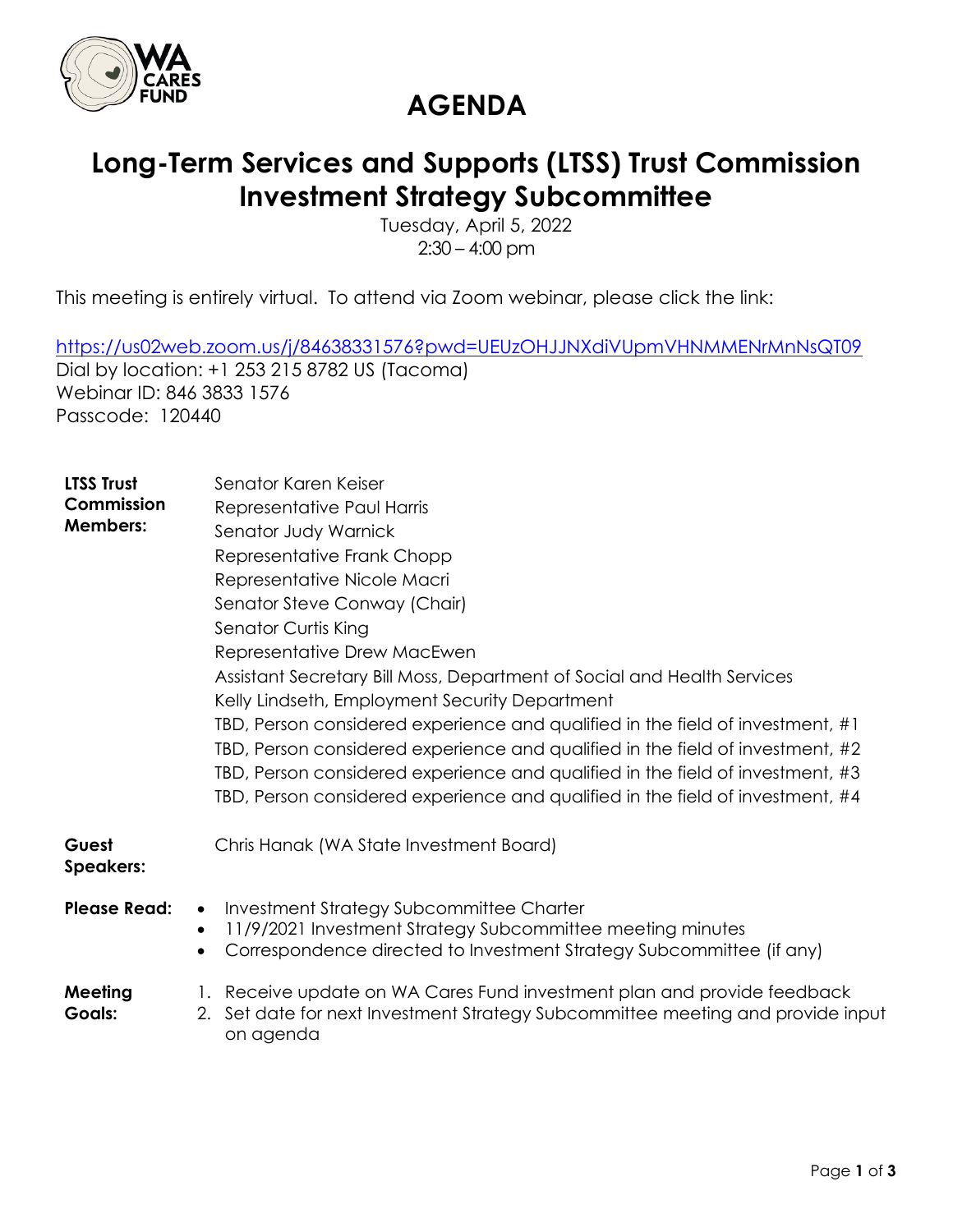# AGENDA

## Long-Term Services and Supports (LTSS) Trust Commission Investment Strategy Subcommittee

Tuesday, April 5, 2022
2:30 – 4:00 pm

This meeting is entirely virtual. To attend via Zoom webinar, please click the link:

https://us02web.zoom.us/j/84638331576?pwd=UEUzOHJJNXdiVUpmVHNMMENrMnNsQT09
Dial by location: +1 253 215 8782 US (Tacoma)
Webinar ID: 846 3833 1576
Passcode: 120440

**LTSS Trust Commission Members:**

Senator Karen Keiser
Representative Paul Harris
Senator Judy Warnick
Representative Frank Chopp
Representative Nicole Macri
Senator Steve Conway (Chair)
Senator Curtis King
Representative Drew MacEwen
Assistant Secretary Bill Moss, Department of Social and Health Services
Kelly Lindseth, Employment Security Department
TBD, Person considered experience and qualified in the field of investment, #1
TBD, Person considered experience and qualified in the field of investment, #2
TBD, Person considered experience and qualified in the field of investment, #3
TBD, Person considered experience and qualified in the field of investment, #4

**Guest Speakers:**

Chris Hanak (WA State Investment Board)

**Please Read:**

- Investment Strategy Subcommittee Charter
- 11/9/2021 Investment Strategy Subcommittee meeting minutes
- Correspondence directed to Investment Strategy Subcommittee (if any)

**Meeting Goals:**

1. Receive update on WA Cares Fund investment plan and provide feedback
2. Set date for next Investment Strategy Subcommittee meeting and provide input on agenda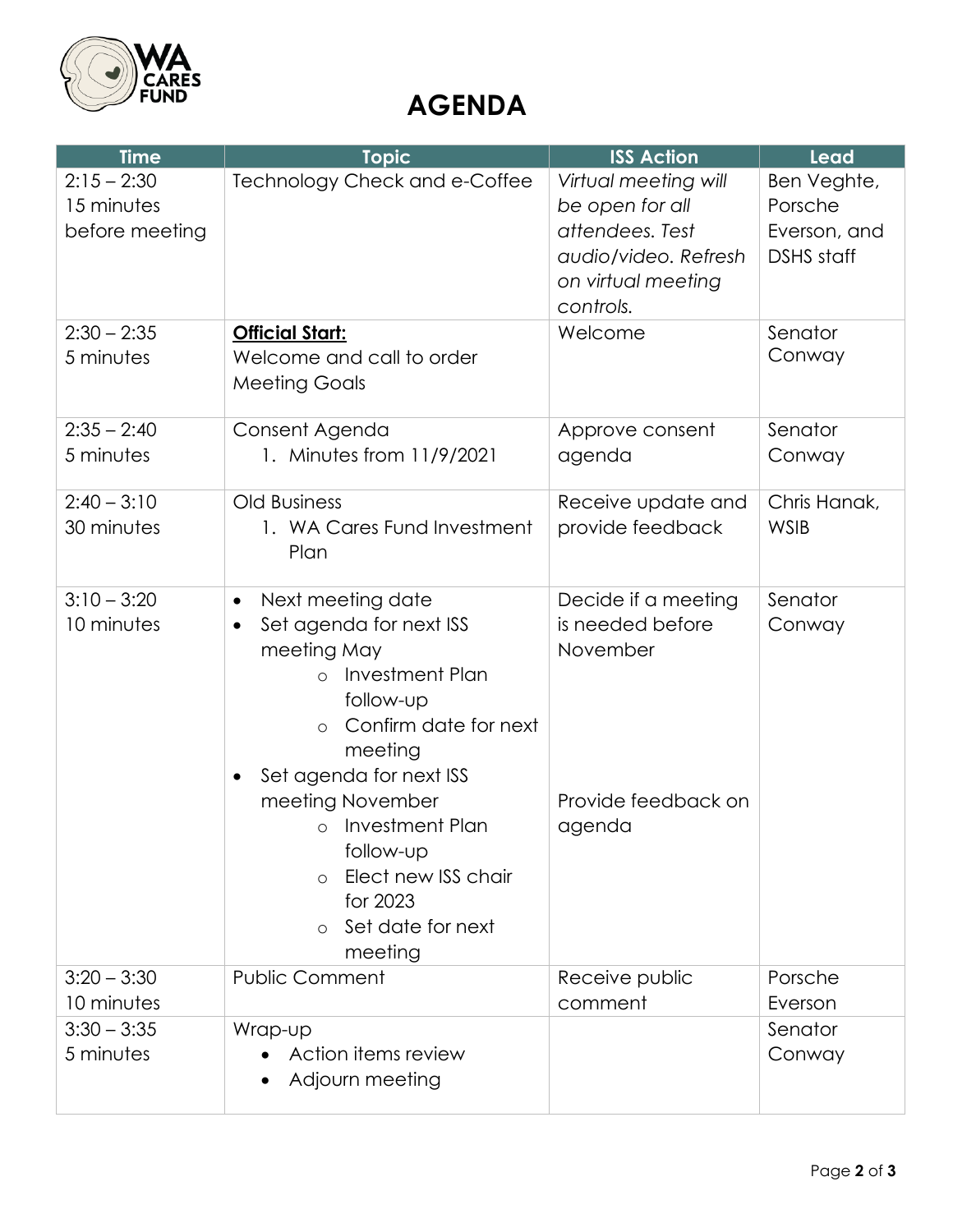# AGENDA

| Time | Topic | ISS Action | Lead |
|---|---|---|---|
| 2:15 – 2:30<br>15 minutes before meeting | Technology Check and e-Coffee | *Virtual meeting will be open for all attendees. Test audio/video. Refresh on virtual meeting controls.* | Ben Veghte, Porsche Everson, and DSHS staff |
| 2:30 – 2:35<br>5 minutes | **Official Start:**<br>Welcome and call to order<br>Meeting Goals | Welcome | Senator Conway |
| 2:35 – 2:40<br>5 minutes | Consent Agenda<br>1. Minutes from 11/9/2021 | Approve consent agenda | Senator Conway |
| 2:40 – 3:10<br>30 minutes | Old Business<br>1. WA Cares Fund Investment Plan | Receive update and provide feedback | Chris Hanak, WSIB |
| 3:10 – 3:20<br>10 minutes | • Next meeting date<br>• Set agenda for next ISS meeting May<br>&nbsp;&nbsp;&nbsp;&nbsp;○ Investment Plan follow-up<br>&nbsp;&nbsp;&nbsp;&nbsp;○ Confirm date for next meeting<br>• Set agenda for next ISS meeting November<br>&nbsp;&nbsp;&nbsp;&nbsp;○ Investment Plan follow-up<br>&nbsp;&nbsp;&nbsp;&nbsp;○ Elect new ISS chair for 2023<br>&nbsp;&nbsp;&nbsp;&nbsp;○ Set date for next meeting | Decide if a meeting is needed before November<br><br>Provide feedback on agenda | Senator Conway |
| 3:20 – 3:30<br>10 minutes | Public Comment | Receive public comment | Porsche Everson |
| 3:30 – 3:35<br>5 minutes | Wrap-up<br>• Action items review<br>• Adjourn meeting | | Senator Conway |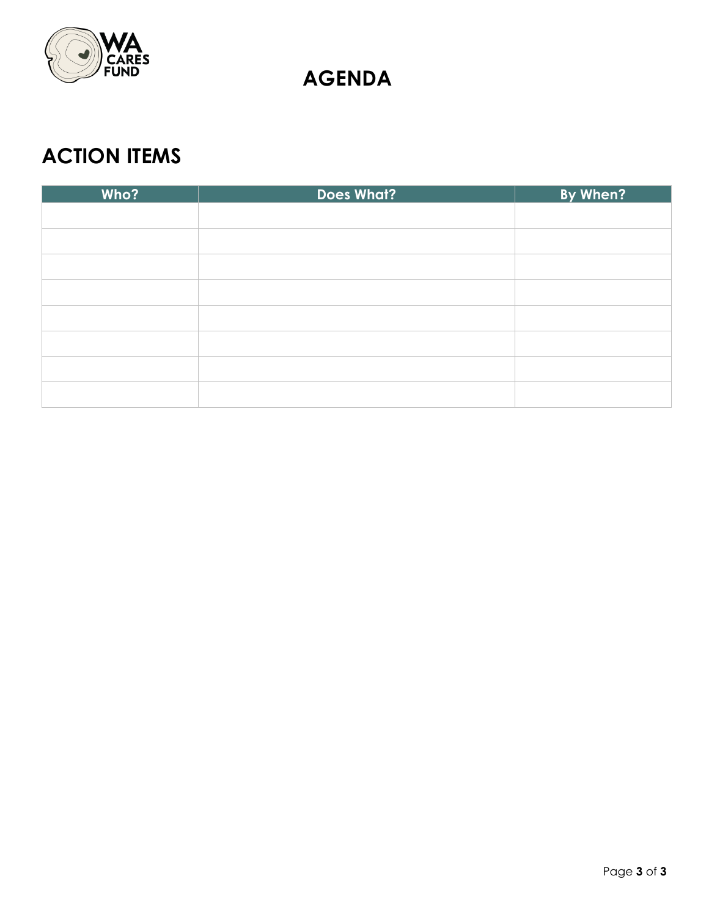# AGENDA

## ACTION ITEMS

| Who? | Does What? | By When? |
|---|---|---|
| | | |
| | | |
| | | |
| | | |
| | | |
| | | |
| | | |
| | | |